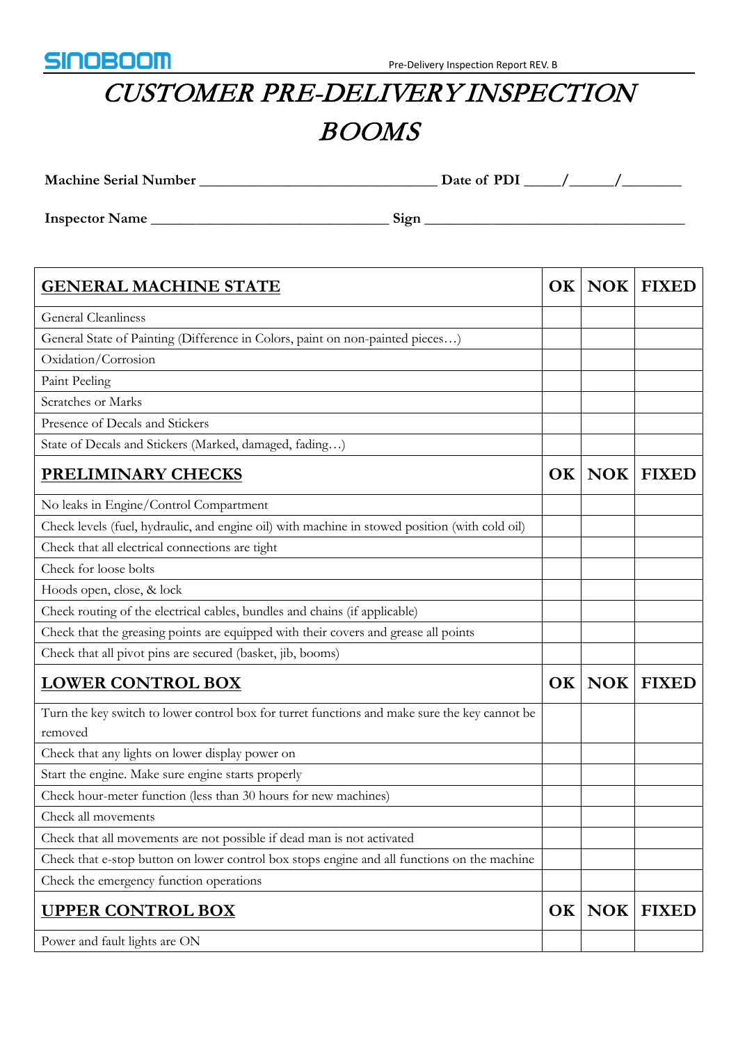# CUSTOMER PRE-DELIVERY INSPECTION BOOMS

**Machine Serial Number** ______________________________ **Date of PDI** ____/_____/_______

**Inspector Name** ______________________________ **Sign** ________________________________

| **GENERAL MACHINE STATE** | **OK** | **NOK** | **FIXED** |
|---|---|---|---|
| General Cleanliness | | | |
| General State of Painting (Difference in Colors, paint on non-painted pieces…) | | | |
| Oxidation/Corrosion | | | |
| Paint Peeling | | | |
| Scratches or Marks | | | |
| Presence of Decals and Stickers | | | |
| State of Decals and Stickers (Marked, damaged, fading…) | | | |
| **PRELIMINARY CHECKS** | **OK** | **NOK** | **FIXED** |
| No leaks in Engine/Control Compartment | | | |
| Check levels (fuel, hydraulic, and engine oil) with machine in stowed position (with cold oil) | | | |
| Check that all electrical connections are tight | | | |
| Check for loose bolts | | | |
| Hoods open, close, & lock | | | |
| Check routing of the electrical cables, bundles and chains (if applicable) | | | |
| Check that the greasing points are equipped with their covers and grease all points | | | |
| Check that all pivot pins are secured (basket, jib, booms) | | | |
| **LOWER CONTROL BOX** | **OK** | **NOK** | **FIXED** |
| Turn the key switch to lower control box for turret functions and make sure the key cannot be removed | | | |
| Check that any lights on lower display power on | | | |
| Start the engine. Make sure engine starts properly | | | |
| Check hour-meter function (less than 30 hours for new machines) | | | |
| Check all movements | | | |
| Check that all movements are not possible if dead man is not activated | | | |
| Check that e-stop button on lower control box stops engine and all functions on the machine | | | |
| Check the emergency function operations | | | |
| **UPPER CONTROL BOX** | **OK** | **NOK** | **FIXED** |
| Power and fault lights are ON | | | |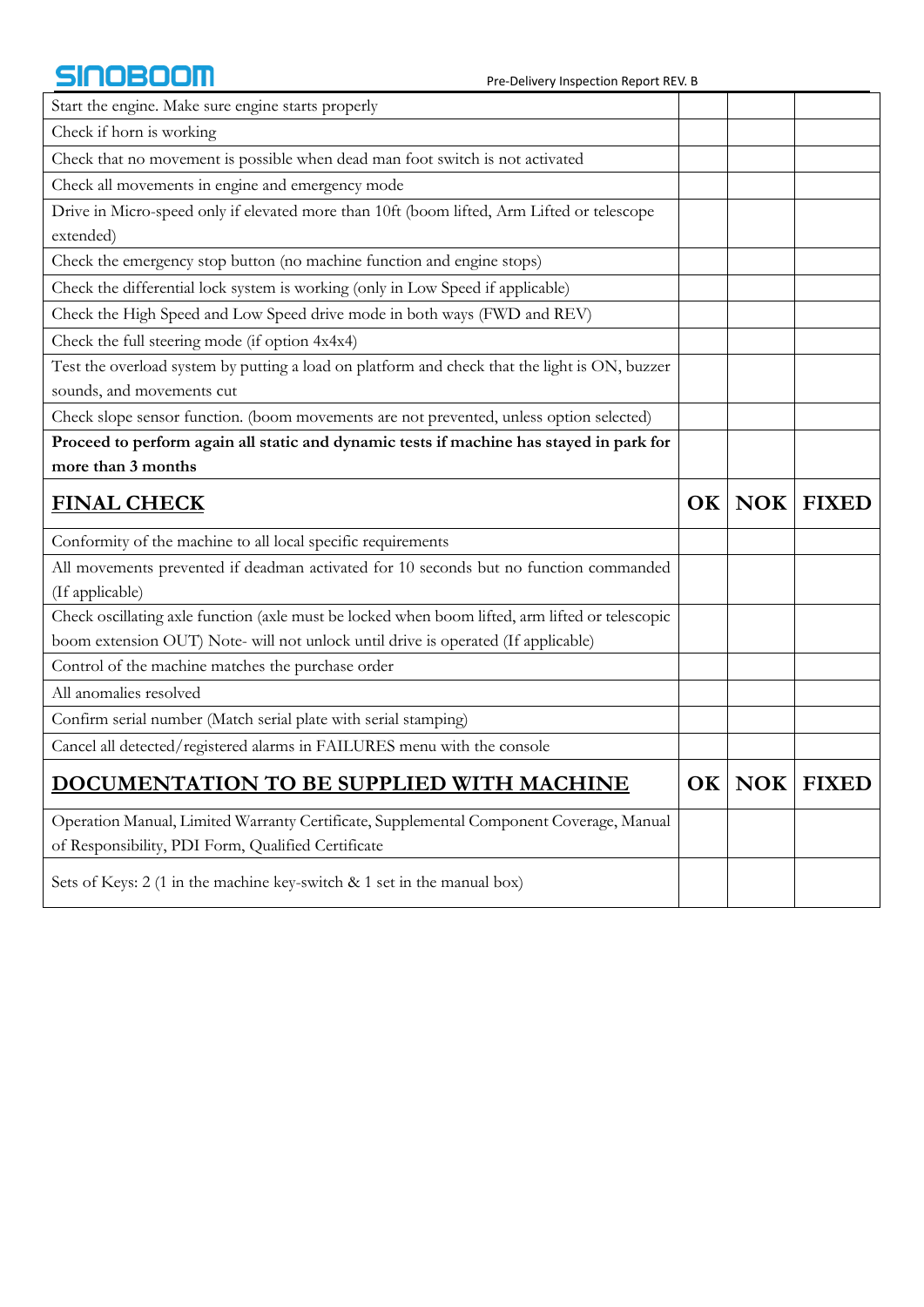| | | | |
|---|---|---|---|
| Start the engine. Make sure engine starts properly | | | |
| Check if horn is working | | | |
| Check that no movement is possible when dead man foot switch is not activated | | | |
| Check all movements in engine and emergency mode | | | |
| Drive in Micro-speed only if elevated more than 10ft (boom lifted, Arm Lifted or telescope extended) | | | |
| Check the emergency stop button (no machine function and engine stops) | | | |
| Check the differential lock system is working (only in Low Speed if applicable) | | | |
| Check the High Speed and Low Speed drive mode in both ways (FWD and REV) | | | |
| Check the full steering mode (if option 4x4x4) | | | |
| Test the overload system by putting a load on platform and check that the light is ON, buzzer sounds, and movements cut | | | |
| Check slope sensor function. (boom movements are not prevented, unless option selected) | | | |
| **Proceed to perform again all static and dynamic tests if machine has stayed in park for more than 3 months** | | | |

| **FINAL CHECK** | **OK** | **NOK** | **FIXED** |
|---|---|---|---|
| Conformity of the machine to all local specific requirements | | | |
| All movements prevented if deadman activated for 10 seconds but no function commanded (If applicable) | | | |
| Check oscillating axle function (axle must be locked when boom lifted, arm lifted or telescopic boom extension OUT) Note- will not unlock until drive is operated (If applicable) | | | |
| Control of the machine matches the purchase order | | | |
| All anomalies resolved | | | |
| Confirm serial number (Match serial plate with serial stamping) | | | |
| Cancel all detected/registered alarms in FAILURES menu with the console | | | |

| **DOCUMENTATION TO BE SUPPLIED WITH MACHINE** | **OK** | **NOK** | **FIXED** |
|---|---|---|---|
| Operation Manual, Limited Warranty Certificate, Supplemental Component Coverage, Manual of Responsibility, PDI Form, Qualified Certificate | | | |
| Sets of Keys: 2 (1 in the machine key-switch & 1 set in the manual box) | | | |